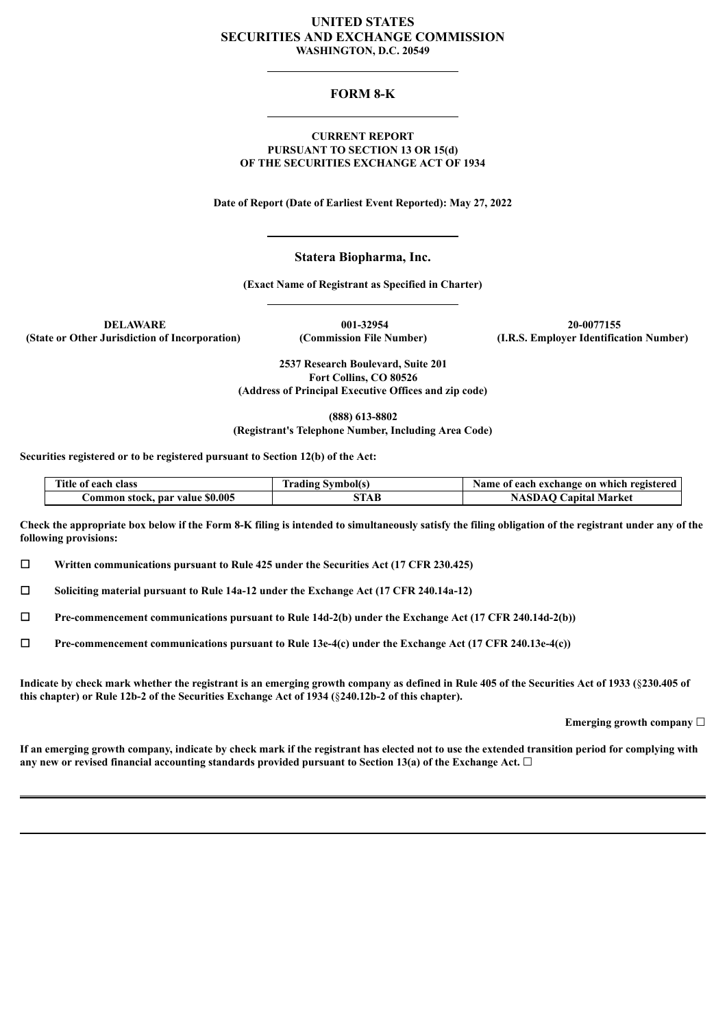**UNITED STATES**
**SECURITIES AND EXCHANGE COMMISSION**
**WASHINGTON, D.C. 20549**

---

# FORM 8-K

---

**CURRENT REPORT**
**PURSUANT TO SECTION 13 OR 15(d)**
**OF THE SECURITIES EXCHANGE ACT OF 1934**

**Date of Report (Date of Earliest Event Reported): May 27, 2022**

---

## Statera Biopharma, Inc.

**(Exact Name of Registrant as Specified in Charter)**

---

| DELAWARE | 001-32954 | 20-0077155 |
|---|---|---|
| (State or Other Jurisdiction of Incorporation) | (Commission File Number) | (I.R.S. Employer Identification Number) |

**2537 Research Boulevard, Suite 201**
**Fort Collins, CO 80526**
**(Address of Principal Executive Offices and zip code)**

**(888) 613-8802**
**(Registrant's Telephone Number, Including Area Code)**

**Securities registered or to be registered pursuant to Section 12(b) of the Act:**

| Title of each class | Trading Symbol(s) | Name of each exchange on which registered |
|---|---|---|
| Common stock, par value $0.005 | STAB | NASDAQ Capital Market |

**Check the appropriate box below if the Form 8-K filing is intended to simultaneously satisfy the filing obligation of the registrant under any of the following provisions:**

☐ **Written communications pursuant to Rule 425 under the Securities Act (17 CFR 230.425)**

☐ **Soliciting material pursuant to Rule 14a-12 under the Exchange Act (17 CFR 240.14a-12)**

☐ **Pre-commencement communications pursuant to Rule 14d-2(b) under the Exchange Act (17 CFR 240.14d-2(b))**

☐ **Pre-commencement communications pursuant to Rule 13e-4(c) under the Exchange Act (17 CFR 240.13e-4(c))**

**Indicate by check mark whether the registrant is an emerging growth company as defined in Rule 405 of the Securities Act of 1933 (§230.405 of this chapter) or Rule 12b-2 of the Securities Exchange Act of 1934 (§240.12b-2 of this chapter).**

**Emerging growth company ☐**

**If an emerging growth company, indicate by check mark if the registrant has elected not to use the extended transition period for complying with any new or revised financial accounting standards provided pursuant to Section 13(a) of the Exchange Act. ☐**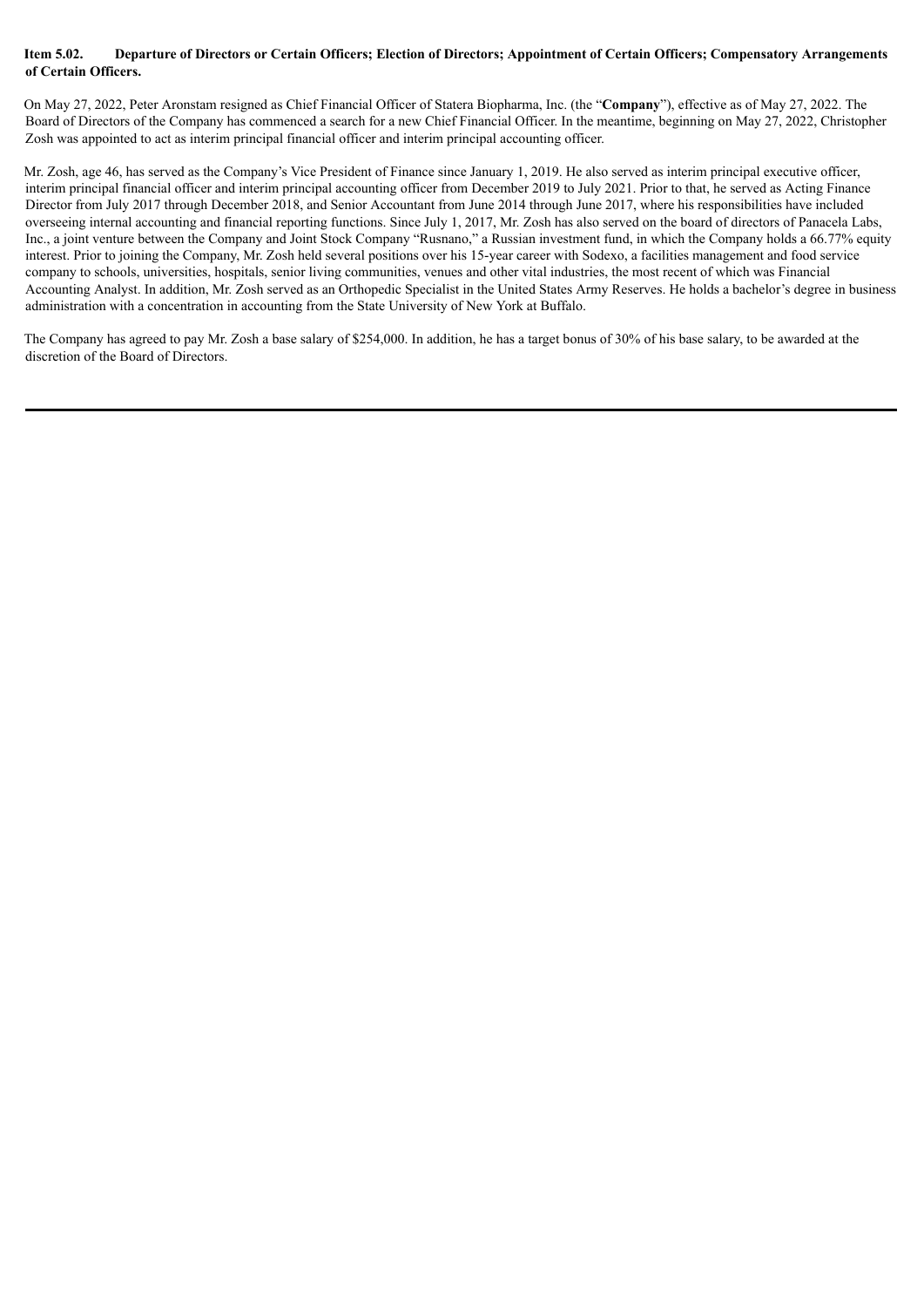**Item 5.02. Departure of Directors or Certain Officers; Election of Directors; Appointment of Certain Officers; Compensatory Arrangements of Certain Officers.**

On May 27, 2022, Peter Aronstam resigned as Chief Financial Officer of Statera Biopharma, Inc. (the "**Company**"), effective as of May 27, 2022. The Board of Directors of the Company has commenced a search for a new Chief Financial Officer. In the meantime, beginning on May 27, 2022, Christopher Zosh was appointed to act as interim principal financial officer and interim principal accounting officer.

Mr. Zosh, age 46, has served as the Company's Vice President of Finance since January 1, 2019. He also served as interim principal executive officer, interim principal financial officer and interim principal accounting officer from December 2019 to July 2021. Prior to that, he served as Acting Finance Director from July 2017 through December 2018, and Senior Accountant from June 2014 through June 2017, where his responsibilities have included overseeing internal accounting and financial reporting functions. Since July 1, 2017, Mr. Zosh has also served on the board of directors of Panacela Labs, Inc., a joint venture between the Company and Joint Stock Company "Rusnano," a Russian investment fund, in which the Company holds a 66.77% equity interest. Prior to joining the Company, Mr. Zosh held several positions over his 15-year career with Sodexo, a facilities management and food service company to schools, universities, hospitals, senior living communities, venues and other vital industries, the most recent of which was Financial Accounting Analyst. In addition, Mr. Zosh served as an Orthopedic Specialist in the United States Army Reserves. He holds a bachelor's degree in business administration with a concentration in accounting from the State University of New York at Buffalo.

The Company has agreed to pay Mr. Zosh a base salary of $254,000. In addition, he has a target bonus of 30% of his base salary, to be awarded at the discretion of the Board of Directors.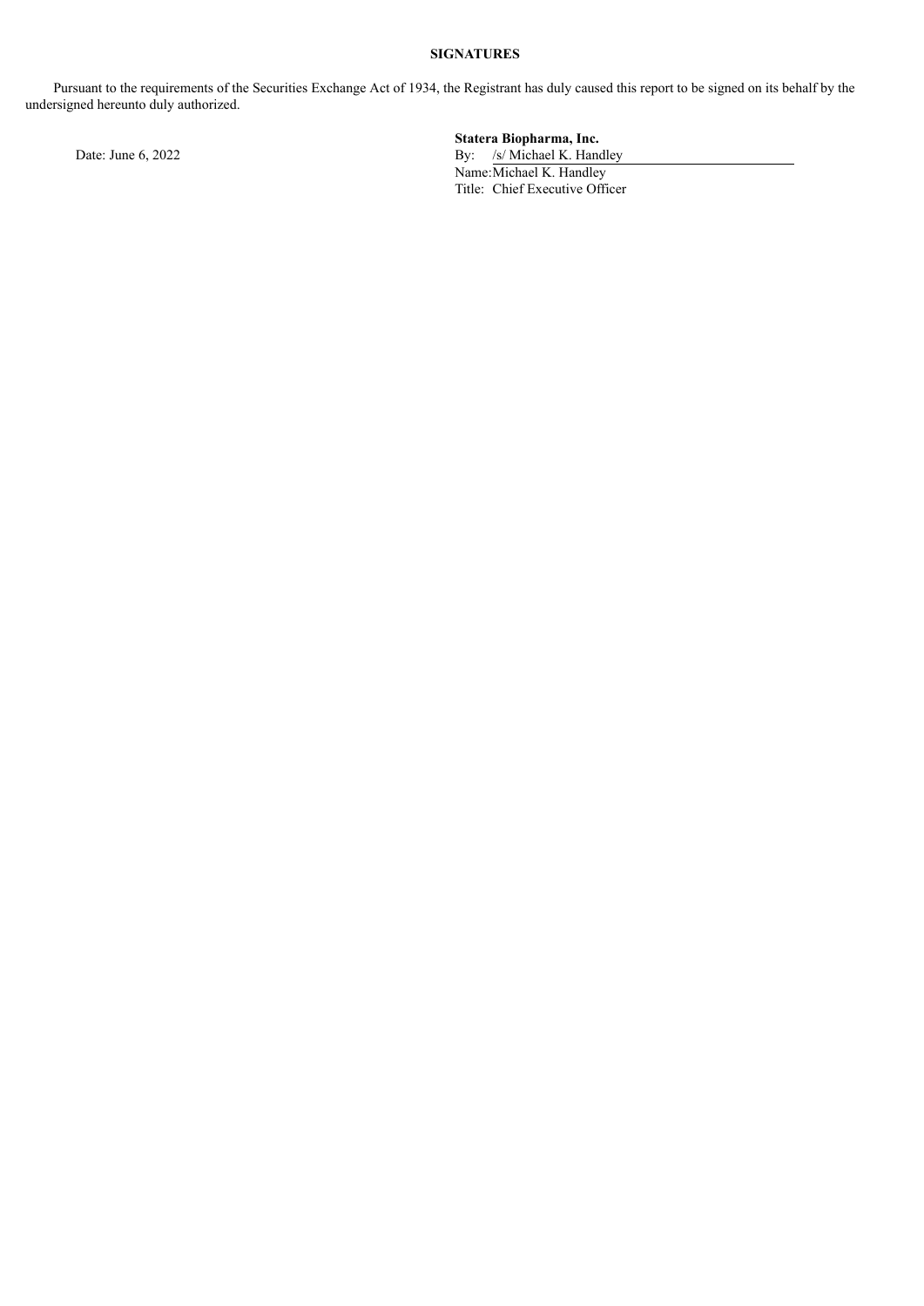**SIGNATURES**

Pursuant to the requirements of the Securities Exchange Act of 1934, the Registrant has duly caused this report to be signed on its behalf by the undersigned hereunto duly authorized.

Date: June 6, 2022

**Statera Biopharma, Inc.**

By: /s/ Michael K. Handley

Name: Michael K. Handley

Title: Chief Executive Officer